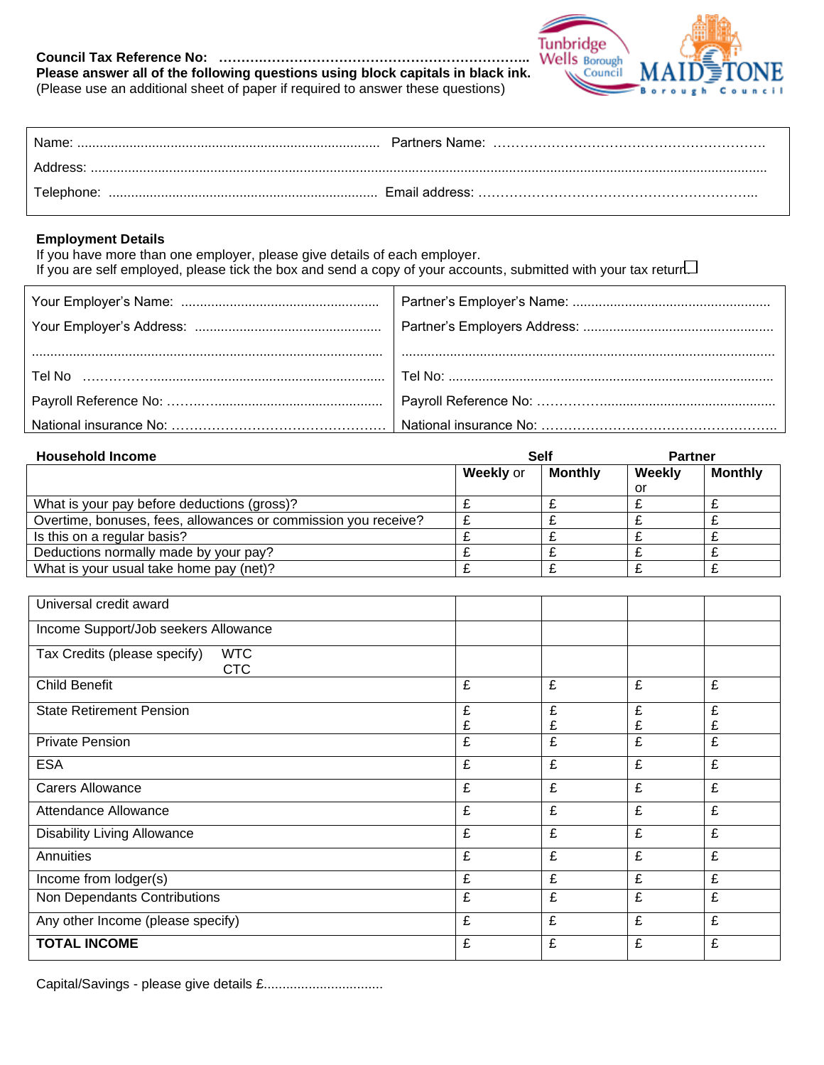**Council Tax Reference No:** ……………………………………………………………..
**Please answer all of the following questions using block capitals in black ink.**
(Please use an additional sheet of paper if required to answer these questions)

Tunbridge Wells Borough Council | MAIDSTONE Borough Council

| | |
|---|---|
| Name: ................................................................................... | Partners Name: ……………………………………………………. |
| Address: ..................................................................................................................................................................... | |
| Telephone: ....................................................................... | Email address: …………………………………………………... |

**Employment Details**
If you have more than one employer, please give details of each employer.
If you are self employed, please tick the box and send a copy of your accounts, submitted with your tax return ☐

| | |
|---|---|
| Your Employer's Name: .................................................... | Partner's Employer's Name: .................................................... |
| Your Employer's Address: ................................................. | Partner's Employers Address: .................................................. |
| ........................................................................................ | ........................................................................................ |
| Tel No ……………............................................................. | Tel No: ..................................................................................... |
| Payroll Reference No: ……..…............................................ | Payroll Reference No: ……………............................................. |
| National insurance No: ………………………………………… | National insurance No: …………………………………………….. |

| **Household Income** | **Self** | | **Partner** | |
|---|---|---|---|---|
| | **Weekly** or | **Monthly** | **Weekly** or | **Monthly** |
| What is your pay before deductions (gross)? | £ | £ | £ | £ |
| Overtime, bonuses, fees, allowances or commission you receive? | £ | £ | £ | £ |
| Is this on a regular basis? | £ | £ | £ | £ |
| Deductions normally made by your pay? | £ | £ | £ | £ |
| What is your usual take home pay (net)? | £ | £ | £ | £ |

| | | | | |
|---|---|---|---|---|
| Universal credit award | | | | |
| Income Support/Job seekers Allowance | | | | |
| Tax Credits (please specify) WTC CTC | | | | |
| Child Benefit | £ | £ | £ | £ |
| State Retirement Pension | £ £ | £ £ | £ £ | £ £ |
| Private Pension | £ | £ | £ | £ |
| ESA | £ | £ | £ | £ |
| Carers Allowance | £ | £ | £ | £ |
| Attendance Allowance | £ | £ | £ | £ |
| Disability Living Allowance | £ | £ | £ | £ |
| Annuities | £ | £ | £ | £ |
| Income from lodger(s) | £ | £ | £ | £ |
| Non Dependants Contributions | £ | £ | £ | £ |
| Any other Income (please specify) | £ | £ | £ | £ |
| **TOTAL INCOME** | £ | £ | £ | £ |

Capital/Savings - please give details £................................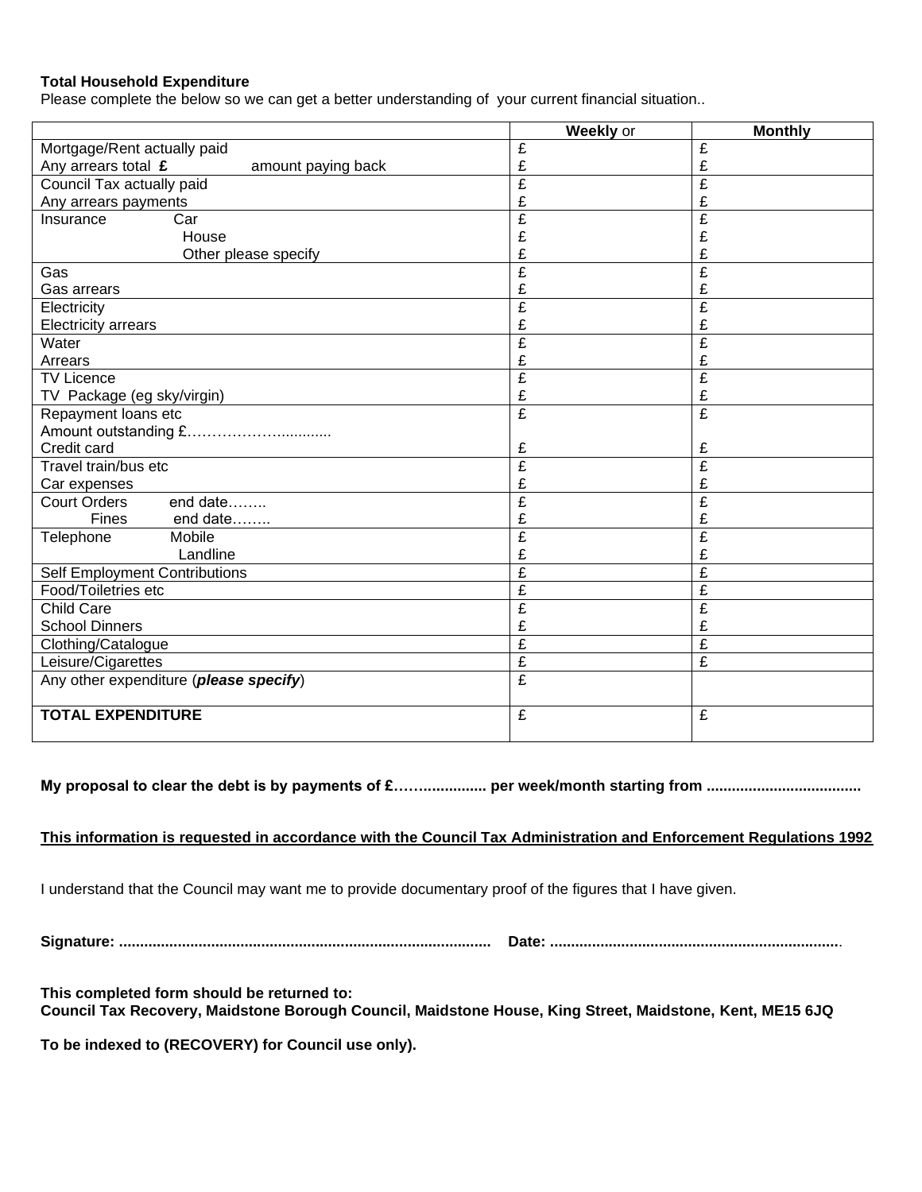**Total Household Expenditure**

Please complete the below so we can get a better understanding of your current financial situation..

| | **Weekly** or | **Monthly** |
|---|---|---|
| Mortgage/Rent actually paid | £ | £ |
| Any arrears total **£** amount paying back | £ | £ |
| Council Tax actually paid | £ | £ |
| Any arrears payments | £ | £ |
| Insurance Car | £ | £ |
| House | £ | £ |
| Other please specify | £ | £ |
| Gas | £ | £ |
| Gas arrears | £ | £ |
| Electricity | £ | £ |
| Electricity arrears | £ | £ |
| Water | £ | £ |
| Arrears | £ | £ |
| TV Licence | £ | £ |
| TV Package (eg sky/virgin) | £ | £ |
| Repayment loans etc | £ | £ |
| Amount outstanding £………………........... | | |
| Credit card | £ | £ |
| Travel train/bus etc | £ | £ |
| Car expenses | £ | £ |
| Court Orders end date…….. | £ | £ |
| Fines end date…….. | £ | £ |
| Telephone Mobile | £ | £ |
| Landline | £ | £ |
| Self Employment Contributions | £ | £ |
| Food/Toiletries etc | £ | £ |
| Child Care | £ | £ |
| School Dinners | £ | £ |
| Clothing/Catalogue | £ | £ |
| Leisure/Cigarettes | £ | £ |
| Any other expenditure (***please specify***) | £ | |
| **TOTAL EXPENDITURE** | £ | £ |

**My proposal to clear the debt is by payments of £…….............. per week/month starting from ....................................**

**<u>This information is requested in accordance with the Council Tax Administration and Enforcement Regulations 1992</u>**

I understand that the Council may want me to provide documentary proof of the figures that I have given.

**Signature: ........................................................................................ Date: .....................................................................**.

**This completed form should be returned to:**
**Council Tax Recovery, Maidstone Borough Council, Maidstone House, King Street, Maidstone, Kent, ME15 6JQ**

**To be indexed to (RECOVERY) for Council use only).**